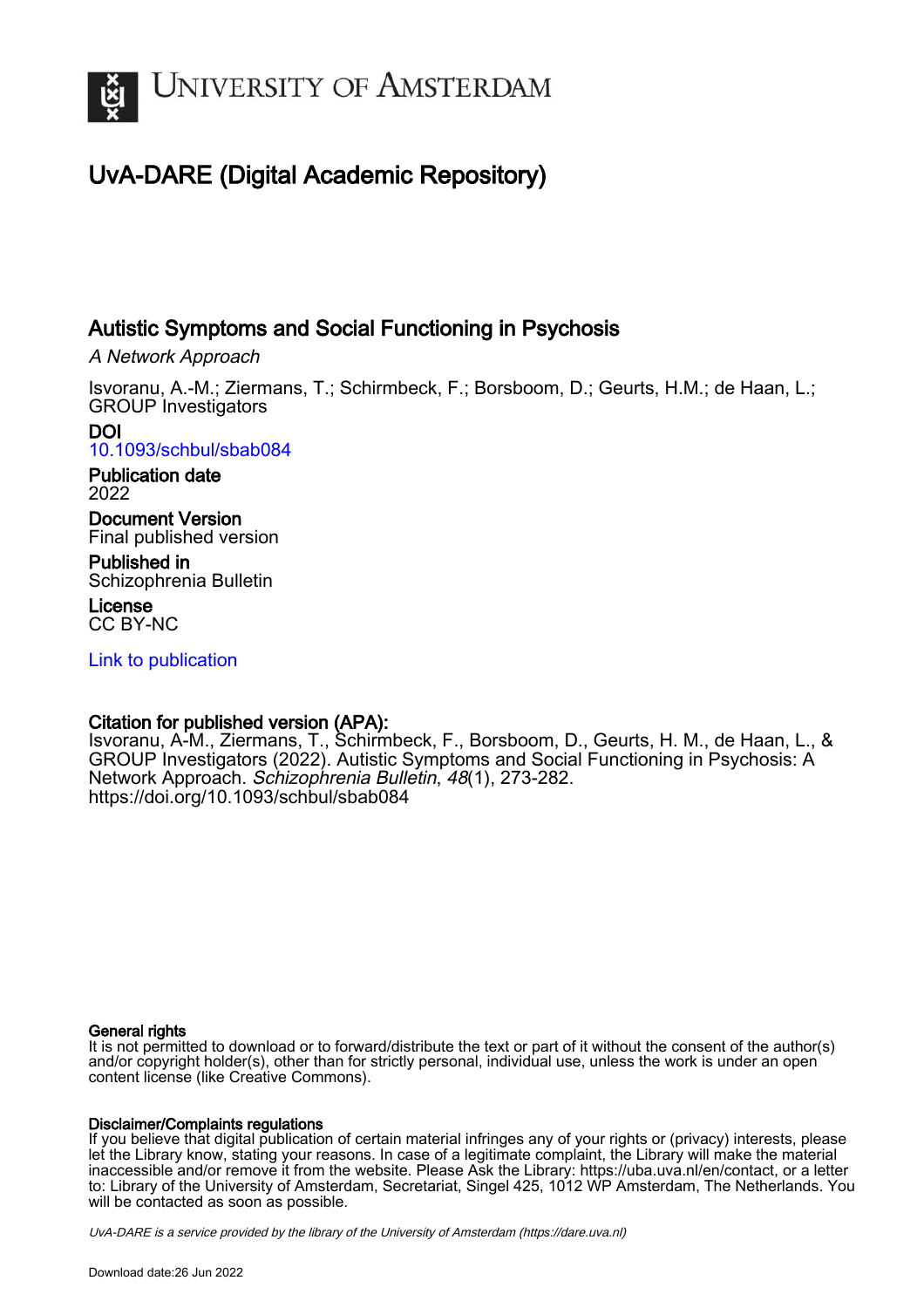# UvA-DARE (Digital Academic Repository)

## Autistic Symptoms and Social Functioning in Psychosis

*A Network Approach*

Isvoranu, A.-M.; Ziermans, T.; Schirmbeck, F.; Borsboom, D.; Geurts, H.M.; de Haan, L.; GROUP Investigators

**DOI**
10.1093/schbul/sbab084

**Publication date**
2022

**Document Version**
Final published version

**Published in**
Schizophrenia Bulletin

**License**
CC BY-NC

Link to publication

**Citation for published version (APA):**
Isvoranu, A-M., Ziermans, T., Schirmbeck, F., Borsboom, D., Geurts, H. M., de Haan, L., & GROUP Investigators (2022). Autistic Symptoms and Social Functioning in Psychosis: A Network Approach. *Schizophrenia Bulletin*, *48*(1), 273-282. https://doi.org/10.1093/schbul/sbab084

**General rights**
It is not permitted to download or to forward/distribute the text or part of it without the consent of the author(s) and/or copyright holder(s), other than for strictly personal, individual use, unless the work is under an open content license (like Creative Commons).

**Disclaimer/Complaints regulations**
If you believe that digital publication of certain material infringes any of your rights or (privacy) interests, please let the Library know, stating your reasons. In case of a legitimate complaint, the Library will make the material inaccessible and/or remove it from the website. Please Ask the Library: https://uba.uva.nl/en/contact, or a letter to: Library of the University of Amsterdam, Secretariat, Singel 425, 1012 WP Amsterdam, The Netherlands. You will be contacted as soon as possible.

*UvA-DARE is a service provided by the library of the University of Amsterdam (https://dare.uva.nl)*

Download date:26 Jun 2022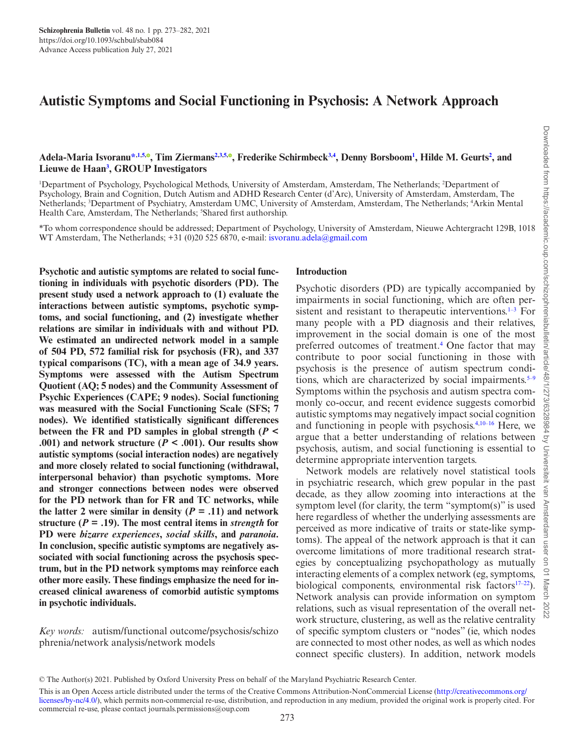# Autistic Symptoms and Social Functioning in Psychosis: A Network Approach

**Adela-Maria Isvoranu**[*,1,5], **Tim Ziermans**[2,3,5], **Frederike Schirmbeck**[3,4], **Denny Borsboom**[1], **Hilde M. Geurts**[2], and **Lieuwe de Haan**[3], **GROUP Investigators**

[1]Department of Psychology, Psychological Methods, University of Amsterdam, Amsterdam, The Netherlands; [2]Department of Psychology, Brain and Cognition, Dutch Autism and ADHD Research Center (d'Arc), University of Amsterdam, Amsterdam, The Netherlands; [3]Department of Psychiatry, Amsterdam UMC, University of Amsterdam, Amsterdam, The Netherlands; [4]Arkin Mental Health Care, Amsterdam, The Netherlands; [5]Shared first authorship.

*To whom correspondence should be addressed; Department of Psychology, University of Amsterdam, Nieuwe Achtergracht 129B, 1018 WT Amsterdam, The Netherlands; +31 (0)20 525 6870, e-mail: isvoranu.adela@gmail.com

**Psychotic and autistic symptoms are related to social functioning in individuals with psychotic disorders (PD). The present study used a network approach to (1) evaluate the interactions between autistic symptoms, psychotic symptoms, and social functioning, and (2) investigate whether relations are similar in individuals with and without PD. We estimated an undirected network model in a sample of 504 PD, 572 familial risk for psychosis (FR), and 337 typical comparisons (TC), with a mean age of 34.9 years. Symptoms were assessed with the Autism Spectrum Quotient (AQ; 5 nodes) and the Community Assessment of Psychic Experiences (CAPE; 9 nodes). Social functioning was measured with the Social Functioning Scale (SFS; 7 nodes). We identified statistically significant differences between the FR and PD samples in global strength ($P < .001$) and network structure ($P < .001$). Our results show autistic symptoms (social interaction nodes) are negatively and more closely related to social functioning (withdrawal, interpersonal behavior) than psychotic symptoms. More and stronger connections between nodes were observed for the PD network than for FR and TC networks, while the latter 2 were similar in density ($P = .11$) and network structure ($P = .19$). The most central items in *strength* for PD were *bizarre experiences*, *social skills*, and *paranoia*. In conclusion, specific autistic symptoms are negatively associated with social functioning across the psychosis spectrum, but in the PD network symptoms may reinforce each other more easily. These findings emphasize the need for increased clinical awareness of comorbid autistic symptoms in psychotic individuals.**

*Key words:* autism/functional outcome/psychosis/schizophrenia/network analysis/network models

## Introduction

Psychotic disorders (PD) are typically accompanied by impairments in social functioning, which are often persistent and resistant to therapeutic interventions.[1–3] For many people with a PD diagnosis, improvement in the social domain is one of the most preferred outcomes of treatment.[4] One factor that may contribute to poor social functioning in those with psychosis is the presence of autism spectrum conditions, which are characterized by social impairments.[5–9] Symptoms within the psychosis and autism spectra commonly co-occur, and recent evidence suggests comorbid autistic symptoms may negatively impact social cognition and functioning in people with psychosis.[4,10–16] Here, we argue that a better understanding of relations between psychosis, autism, and social functioning is essential to determine appropriate intervention targets.

Network models are relatively novel statistical tools in psychiatric research, which grew popular in the past decade, as they allow zooming into interactions at the symptom level (for clarity, the term "symptom(s)" is used here regardless of whether the underlying assessments are perceived as more indicative of traits or state-like symptoms). The appeal of the network approach is that it can overcome limitations of more traditional research strategies by conceptualizing psychopathology as mutually interacting elements of a complex network (eg, symptoms, biological components, environmental risk factors[17–22]). Network analysis can provide information on symptom relations, such as visual representation of the overall network structure, clustering, as well as the relative centrality of specific symptom clusters or "nodes" (ie, which nodes are connected to most other nodes, as well as which nodes connect specific clusters). In addition, network models

© The Author(s) 2021. Published by Oxford University Press on behalf of the Maryland Psychiatric Research Center.

This is an Open Access article distributed under the terms of the Creative Commons Attribution-NonCommercial License (http://creativecommons.org/licenses/by-nc/4.0/), which permits non-commercial re-use, distribution, and reproduction in any medium, provided the original work is properly cited. For commercial re-use, please contact journals.permissions@oup.com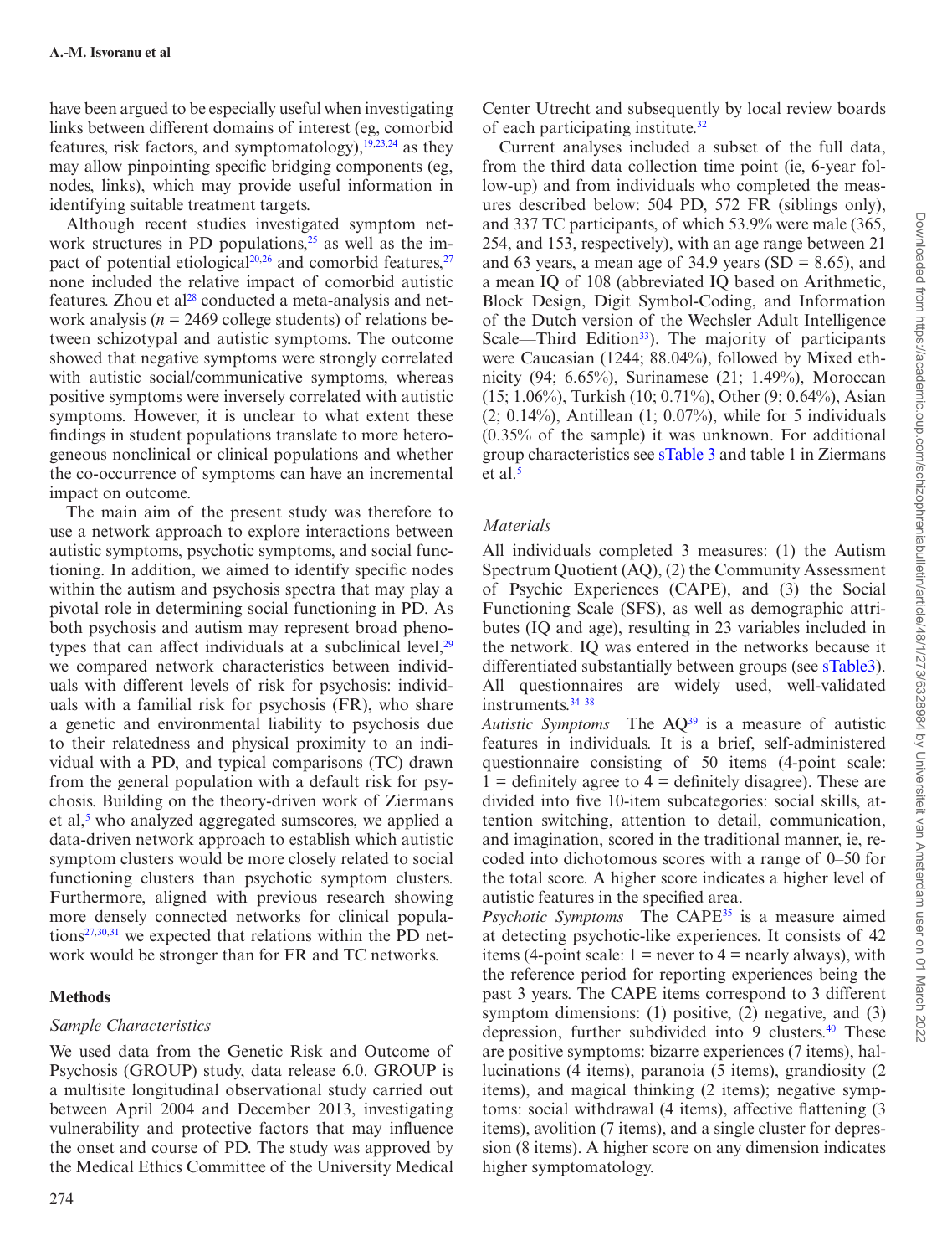have been argued to be especially useful when investigating links between different domains of interest (eg, comorbid features, risk factors, and symptomatology),[19,23,24] as they may allow pinpointing specific bridging components (eg, nodes, links), which may provide useful information in identifying suitable treatment targets.

Although recent studies investigated symptom network structures in PD populations,[25] as well as the impact of potential etiological[20,26] and comorbid features,[27] none included the relative impact of comorbid autistic features. Zhou et al[28] conducted a meta-analysis and network analysis ($n$ = 2469 college students) of relations between schizotypal and autistic symptoms. The outcome showed that negative symptoms were strongly correlated with autistic social/communicative symptoms, whereas positive symptoms were inversely correlated with autistic symptoms. However, it is unclear to what extent these findings in student populations translate to more heterogeneous nonclinical or clinical populations and whether the co-occurrence of symptoms can have an incremental impact on outcome.

The main aim of the present study was therefore to use a network approach to explore interactions between autistic symptoms, psychotic symptoms, and social functioning. In addition, we aimed to identify specific nodes within the autism and psychosis spectra that may play a pivotal role in determining social functioning in PD. As both psychosis and autism may represent broad phenotypes that can affect individuals at a subclinical level,[29] we compared network characteristics between individuals with different levels of risk for psychosis: individuals with a familial risk for psychosis (FR), who share a genetic and environmental liability to psychosis due to their relatedness and physical proximity to an individual with a PD, and typical comparisons (TC) drawn from the general population with a default risk for psychosis. Building on the theory-driven work of Ziermans et al,[5] who analyzed aggregated sumscores, we applied a data-driven network approach to establish which autistic symptom clusters would be more closely related to social functioning clusters than psychotic symptom clusters. Furthermore, aligned with previous research showing more densely connected networks for clinical populations[27,30,31] we expected that relations within the PD network would be stronger than for FR and TC networks.

## Methods

### *Sample Characteristics*

We used data from the Genetic Risk and Outcome of Psychosis (GROUP) study, data release 6.0. GROUP is a multisite longitudinal observational study carried out between April 2004 and December 2013, investigating vulnerability and protective factors that may influence the onset and course of PD. The study was approved by the Medical Ethics Committee of the University Medical Center Utrecht and subsequently by local review boards of each participating institute.[32]

Current analyses included a subset of the full data, from the third data collection time point (ie, 6-year follow-up) and from individuals who completed the measures described below: 504 PD, 572 FR (siblings only), and 337 TC participants, of which 53.9% were male (365, 254, and 153, respectively), with an age range between 21 and 63 years, a mean age of 34.9 years (SD = 8.65), and a mean IQ of 108 (abbreviated IQ based on Arithmetic, Block Design, Digit Symbol-Coding, and Information of the Dutch version of the Wechsler Adult Intelligence Scale—Third Edition[33]). The majority of participants were Caucasian (1244; 88.04%), followed by Mixed ethnicity (94; 6.65%), Surinamese (21; 1.49%), Moroccan (15; 1.06%), Turkish (10; 0.71%), Other (9; 0.64%), Asian (2; 0.14%), Antillean (1; 0.07%), while for 5 individuals (0.35% of the sample) it was unknown. For additional group characteristics see sTable 3 and table 1 in Ziermans et al.[5]

### *Materials*

All individuals completed 3 measures: (1) the Autism Spectrum Quotient (AQ), (2) the Community Assessment of Psychic Experiences (CAPE), and (3) the Social Functioning Scale (SFS), as well as demographic attributes (IQ and age), resulting in 23 variables included in the network. IQ was entered in the networks because it differentiated substantially between groups (see sTable3). All questionnaires are widely used, well-validated instruments.[34–38]

*Autistic Symptoms* The AQ[39] is a measure of autistic features in individuals. It is a brief, self-administered questionnaire consisting of 50 items (4-point scale: 1 = definitely agree to 4 = definitely disagree). These are divided into five 10-item subcategories: social skills, attention switching, attention to detail, communication, and imagination, scored in the traditional manner, ie, recoded into dichotomous scores with a range of 0–50 for the total score. A higher score indicates a higher level of autistic features in the specified area.

*Psychotic Symptoms* The CAPE[35] is a measure aimed at detecting psychotic-like experiences. It consists of 42 items (4-point scale: 1 = never to 4 = nearly always), with the reference period for reporting experiences being the past 3 years. The CAPE items correspond to 3 different symptom dimensions: (1) positive, (2) negative, and (3) depression, further subdivided into 9 clusters.[40] These are positive symptoms: bizarre experiences (7 items), hallucinations (4 items), paranoia (5 items), grandiosity (2 items), and magical thinking (2 items); negative symptoms: social withdrawal (4 items), affective flattening (3 items), avolition (7 items), and a single cluster for depression (8 items). A higher score on any dimension indicates higher symptomatology.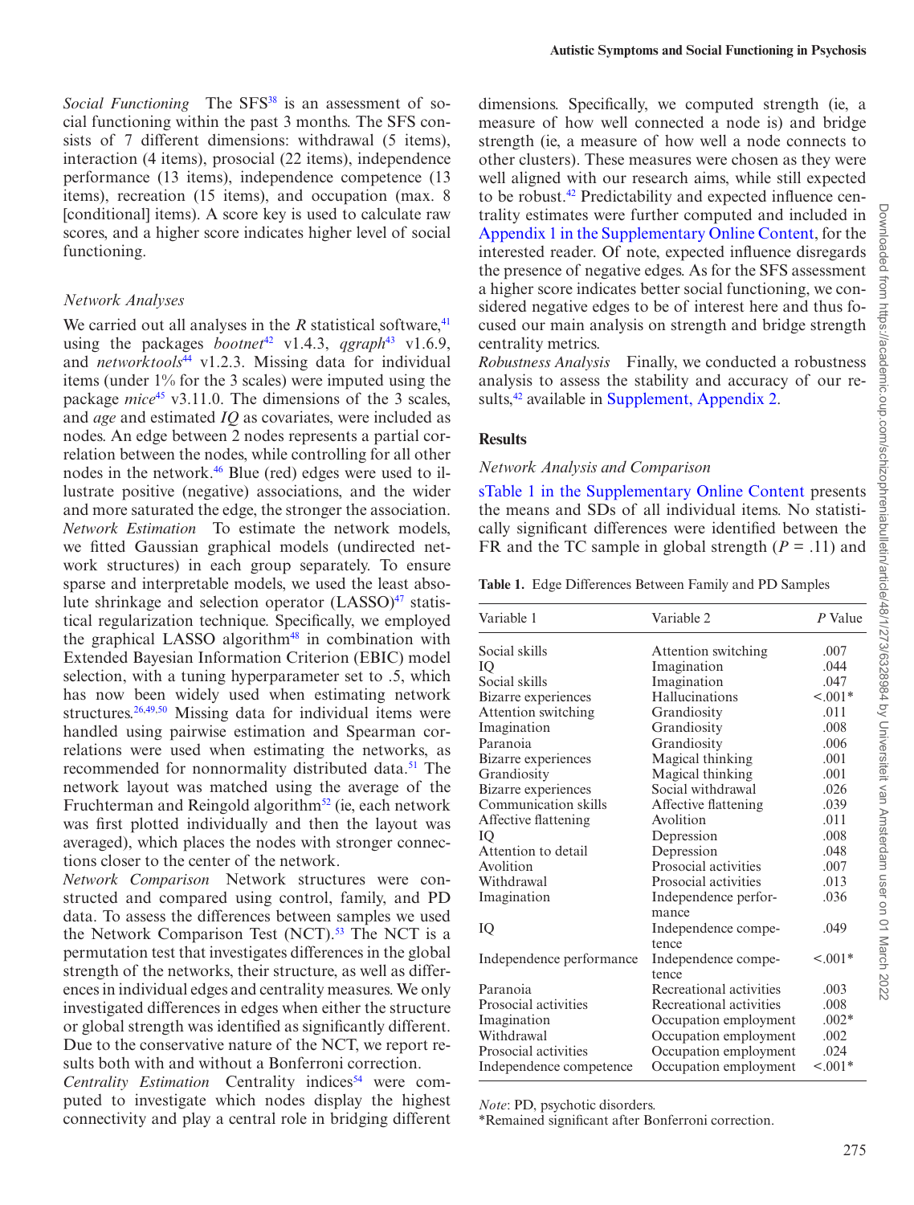*Social Functioning* The SFS[38] is an assessment of social functioning within the past 3 months. The SFS consists of 7 different dimensions: withdrawal (5 items), interaction (4 items), prosocial (22 items), independence performance (13 items), independence competence (13 items), recreation (15 items), and occupation (max. 8 [conditional] items). A score key is used to calculate raw scores, and a higher score indicates higher level of social functioning.

### Network Analyses

We carried out all analyses in the *R* statistical software,[41] using the packages *bootnet*[42] v1.4.3, *qgraph*[43] v1.6.9, and *networktools*[44] v1.2.3. Missing data for individual items (under 1% for the 3 scales) were imputed using the package *mice*[45] v3.11.0. The dimensions of the 3 scales, and *age* and estimated *IQ* as covariates, were included as nodes. An edge between 2 nodes represents a partial correlation between the nodes, while controlling for all other nodes in the network.[46] Blue (red) edges were used to illustrate positive (negative) associations, and the wider and more saturated the edge, the stronger the association.

*Network Estimation* To estimate the network models, we fitted Gaussian graphical models (undirected network structures) in each group separately. To ensure sparse and interpretable models, we used the least absolute shrinkage and selection operator (LASSO)[47] statistical regularization technique. Specifically, we employed the graphical LASSO algorithm[48] in combination with Extended Bayesian Information Criterion (EBIC) model selection, with a tuning hyperparameter set to .5, which has now been widely used when estimating network structures.[26,49,50] Missing data for individual items were handled using pairwise estimation and Spearman correlations were used when estimating the networks, as recommended for nonnormality distributed data.[51] The network layout was matched using the average of the Fruchterman and Reingold algorithm[52] (ie, each network was first plotted individually and then the layout was averaged), which places the nodes with stronger connections closer to the center of the network.

*Network Comparison* Network structures were constructed and compared using control, family, and PD data. To assess the differences between samples we used the Network Comparison Test (NCT).[53] The NCT is a permutation test that investigates differences in the global strength of the networks, their structure, as well as differences in individual edges and centrality measures. We only investigated differences in edges when either the structure or global strength was identified as significantly different. Due to the conservative nature of the NCT, we report results both with and without a Bonferroni correction.

*Centrality Estimation* Centrality indices[54] were computed to investigate which nodes display the highest connectivity and play a central role in bridging different dimensions. Specifically, we computed strength (ie, a measure of how well connected a node is) and bridge strength (ie, a measure of how well a node connects to other clusters). These measures were chosen as they were well aligned with our research aims, while still expected to be robust.[42] Predictability and expected influence centrality estimates were further computed and included in Appendix 1 in the Supplementary Online Content, for the interested reader. Of note, expected influence disregards the presence of negative edges. As for the SFS assessment a higher score indicates better social functioning, we considered negative edges to be of interest here and thus focused our main analysis on strength and bridge strength centrality metrics.

*Robustness Analysis* Finally, we conducted a robustness analysis to assess the stability and accuracy of our results,[42] available in Supplement, Appendix 2.

## Results

### Network Analysis and Comparison

sTable 1 in the Supplementary Online Content presents the means and SDs of all individual items. No statistically significant differences were identified between the FR and the TC sample in global strength ($P$ = .11) and

**Table 1.** Edge Differences Between Family and PD Samples

| Variable 1 | Variable 2 | *P* Value |
|---|---|---|
| Social skills | Attention switching | .007 |
| IQ | Imagination | .044 |
| Social skills | Imagination | .047 |
| Bizarre experiences | Hallucinations | <.001* |
| Attention switching | Grandiosity | .011 |
| Imagination | Grandiosity | .008 |
| Paranoia | Grandiosity | .006 |
| Bizarre experiences | Magical thinking | .001 |
| Grandiosity | Magical thinking | .001 |
| Bizarre experiences | Social withdrawal | .026 |
| Communication skills | Affective flattening | .039 |
| Affective flattening | Avolition | .011 |
| IQ | Depression | .008 |
| Attention to detail | Depression | .048 |
| Avolition | Prosocial activities | .007 |
| Withdrawal | Prosocial activities | .013 |
| Imagination | Independence performance | .036 |
| IQ | Independence competence | .049 |
| Independence performance | Independence competence | <.001* |
| Paranoia | Recreational activities | .003 |
| Prosocial activities | Recreational activities | .008 |
| Imagination | Occupation employment | .002* |
| Withdrawal | Occupation employment | .002 |
| Prosocial activities | Occupation employment | .024 |
| Independence competence | Occupation employment | <.001* |

*Note*: PD, psychotic disorders.
*Remained significant after Bonferroni correction.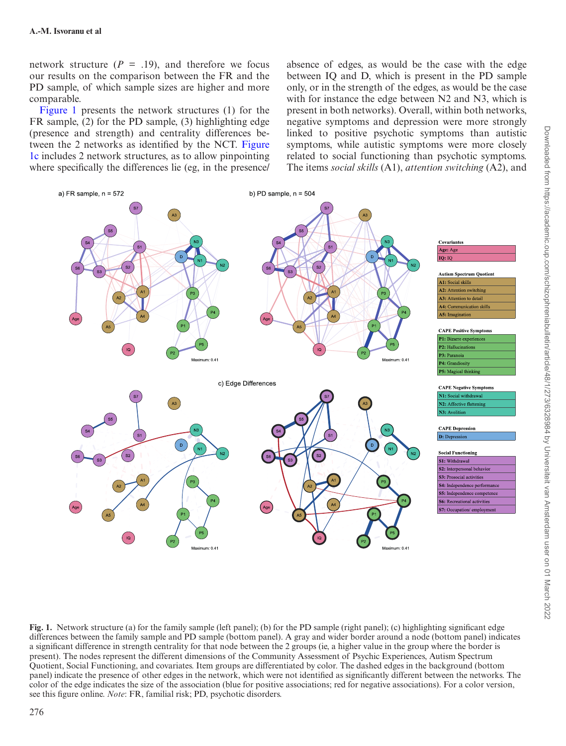network structure ($P$ = .19), and therefore we focus our results on the comparison between the FR and the PD sample, of which sample sizes are higher and more comparable.

Figure 1 presents the network structures (1) for the FR sample, (2) for the PD sample, (3) highlighting edge (presence and strength) and centrality differences between the 2 networks as identified by the NCT. Figure 1c includes 2 network structures, as to allow pinpointing where specifically the differences lie (eg, in the presence/absence of edges, as would be the case with the edge between IQ and D, which is present in the PD sample only, or in the strength of the edges, as would be the case with for instance the edge between N2 and N3, which is present in both networks). Overall, within both networks, negative symptoms and depression were more strongly linked to positive psychotic symptoms than autistic symptoms, while autistic symptoms were more closely related to social functioning than psychotic symptoms. The items *social skills* (A1), *attention switching* (A2), and

**Fig. 1.** Network structure (a) for the family sample (left panel); (b) for the PD sample (right panel); (c) highlighting significant edge differences between the family sample and PD sample (bottom panel). A gray and wider border around a node (bottom panel) indicates a significant difference in strength centrality for that node between the 2 groups (ie, a higher value in the group where the border is present). The nodes represent the different dimensions of the Community Assessment of Psychic Experiences, Autism Spectrum Quotient, Social Functioning, and covariates. Item groups are differentiated by color. The dashed edges in the background (bottom panel) indicate the presence of other edges in the network, which were not identified as significantly different between the networks. The color of the edge indicates the size of the association (blue for positive associations; red for negative associations). For a color version, see this figure online. *Note*: FR, familial risk; PD, psychotic disorders.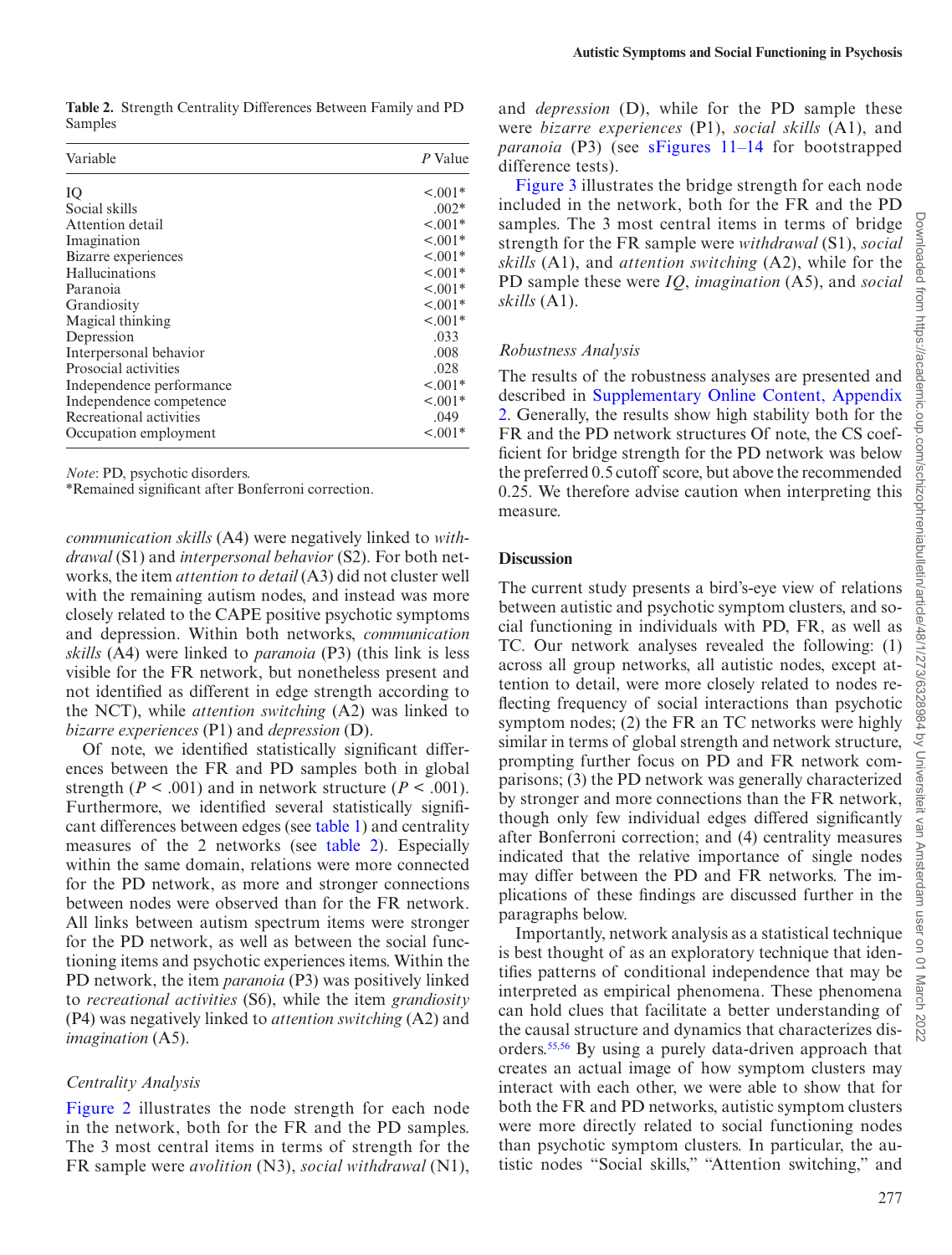**Table 2.** Strength Centrality Differences Between Family and PD Samples

| Variable | *P* Value |
|---|---|
| IQ | <.001* |
| Social skills | .002* |
| Attention detail | <.001* |
| Imagination | <.001* |
| Bizarre experiences | <.001* |
| Hallucinations | <.001* |
| Paranoia | <.001* |
| Grandiosity | <.001* |
| Magical thinking | <.001* |
| Depression | .033 |
| Interpersonal behavior | .008 |
| Prosocial activities | .028 |
| Independence performance | <.001* |
| Independence competence | <.001* |
| Recreational activities | .049 |
| Occupation employment | <.001* |

*Note*: PD, psychotic disorders.
*Remained significant after Bonferroni correction.

*communication skills* (A4) were negatively linked to *withdrawal* (S1) and *interpersonal behavior* (S2). For both networks, the item *attention to detail* (A3) did not cluster well with the remaining autism nodes, and instead was more closely related to the CAPE positive psychotic symptoms and depression. Within both networks, *communication skills* (A4) were linked to *paranoia* (P3) (this link is less visible for the FR network, but nonetheless present and not identified as different in edge strength according to the NCT), while *attention switching* (A2) was linked to *bizarre experiences* (P1) and *depression* (D).

Of note, we identified statistically significant differences between the FR and PD samples both in global strength ($P < .001$) and in network structure ($P < .001$). Furthermore, we identified several statistically significant differences between edges (see table 1) and centrality measures of the 2 networks (see table 2). Especially within the same domain, relations were more connected for the PD network, as more and stronger connections between nodes were observed than for the FR network. All links between autism spectrum items were stronger for the PD network, as well as between the social functioning items and psychotic experiences items. Within the PD network, the item *paranoia* (P3) was positively linked to *recreational activities* (S6), while the item *grandiosity* (P4) was negatively linked to *attention switching* (A2) and *imagination* (A5).

### Centrality Analysis

Figure 2 illustrates the node strength for each node in the network, both for the FR and the PD samples. The 3 most central items in terms of strength for the FR sample were *avolition* (N3), *social withdrawal* (N1), and *depression* (D), while for the PD sample these were *bizarre experiences* (P1), *social skills* (A1), and *paranoia* (P3) (see sFigures 11–14 for bootstrapped difference tests).

Figure 3 illustrates the bridge strength for each node included in the network, both for the FR and the PD samples. The 3 most central items in terms of bridge strength for the FR sample were *withdrawal* (S1), *social skills* (A1), and *attention switching* (A2), while for the PD sample these were *IQ*, *imagination* (A5), and *social skills* (A1).

### Robustness Analysis

The results of the robustness analyses are presented and described in Supplementary Online Content, Appendix 2. Generally, the results show high stability both for the FR and the PD network structures Of note, the CS coefficient for bridge strength for the PD network was below the preferred 0.5 cutoff score, but above the recommended 0.25. We therefore advise caution when interpreting this measure.

## Discussion

The current study presents a bird's-eye view of relations between autistic and psychotic symptom clusters, and social functioning in individuals with PD, FR, as well as TC. Our network analyses revealed the following: (1) across all group networks, all autistic nodes, except attention to detail, were more closely related to nodes reflecting frequency of social interactions than psychotic symptom nodes; (2) the FR an TC networks were highly similar in terms of global strength and network structure, prompting further focus on PD and FR network comparisons; (3) the PD network was generally characterized by stronger and more connections than the FR network, though only few individual edges differed significantly after Bonferroni correction; and (4) centrality measures indicated that the relative importance of single nodes may differ between the PD and FR networks. The implications of these findings are discussed further in the paragraphs below.

Importantly, network analysis as a statistical technique is best thought of as an exploratory technique that identifies patterns of conditional independence that may be interpreted as empirical phenomena. These phenomena can hold clues that facilitate a better understanding of the causal structure and dynamics that characterizes disorders.[55,56] By using a purely data-driven approach that creates an actual image of how symptom clusters may interact with each other, we were able to show that for both the FR and PD networks, autistic symptom clusters were more directly related to social functioning nodes than psychotic symptom clusters. In particular, the autistic nodes "Social skills," "Attention switching," and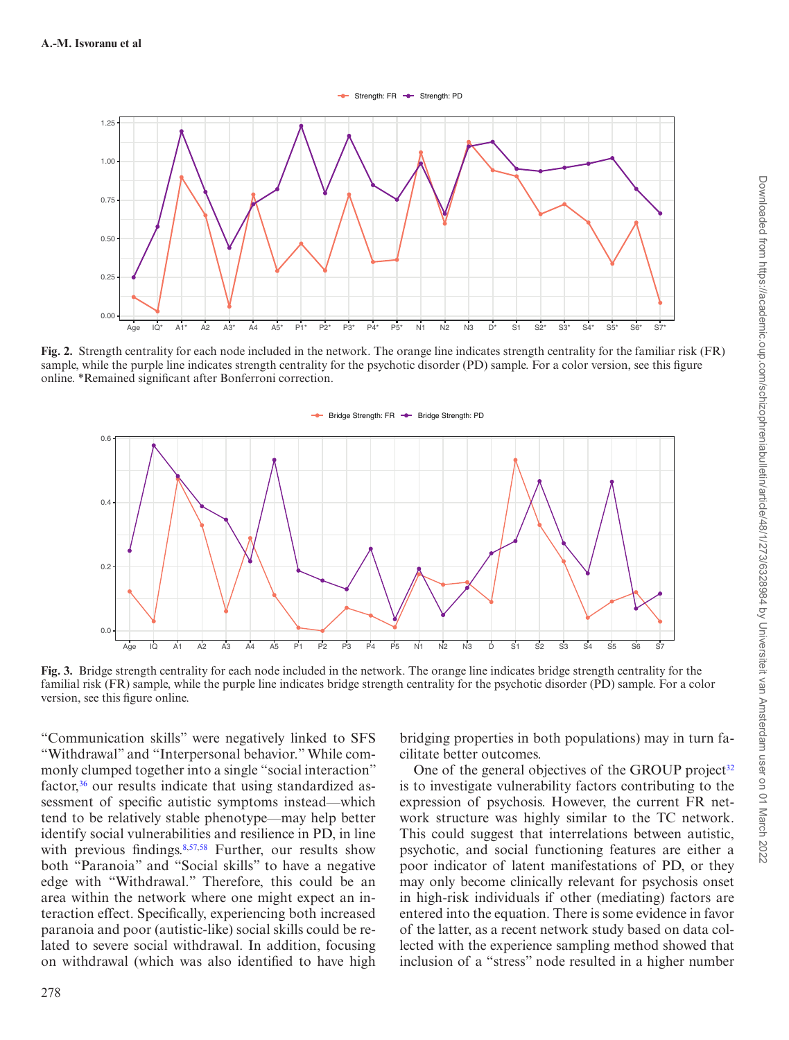Fig. 2. Strength centrality for each node included in the network. The orange line indicates strength centrality for the familiar risk (FR) sample, while the purple line indicates strength centrality for the psychotic disorder (PD) sample. For a color version, see this figure online. *Remained significant after Bonferroni correction.

Fig. 3. Bridge strength centrality for each node included in the network. The orange line indicates bridge strength centrality for the familial risk (FR) sample, while the purple line indicates bridge strength centrality for the psychotic disorder (PD) sample. For a color version, see this figure online.

"Communication skills" were negatively linked to SFS "Withdrawal" and "Interpersonal behavior." While commonly clumped together into a single "social interaction" factor,[36] our results indicate that using standardized assessment of specific autistic symptoms instead—which tend to be relatively stable phenotype—may help better identify social vulnerabilities and resilience in PD, in line with previous findings.[8,57,58] Further, our results show both "Paranoia" and "Social skills" to have a negative edge with "Withdrawal." Therefore, this could be an area within the network where one might expect an interaction effect. Specifically, experiencing both increased paranoia and poor (autistic-like) social skills could be related to severe social withdrawal. In addition, focusing on withdrawal (which was also identified to have high bridging properties in both populations) may in turn facilitate better outcomes.

One of the general objectives of the GROUP project[32] is to investigate vulnerability factors contributing to the expression of psychosis. However, the current FR network structure was highly similar to the TC network. This could suggest that interrelations between autistic, psychotic, and social functioning features are either a poor indicator of latent manifestations of PD, or they may only become clinically relevant for psychosis onset in high-risk individuals if other (mediating) factors are entered into the equation. There is some evidence in favor of the latter, as a recent network study based on data collected with the experience sampling method showed that inclusion of a "stress" node resulted in a higher number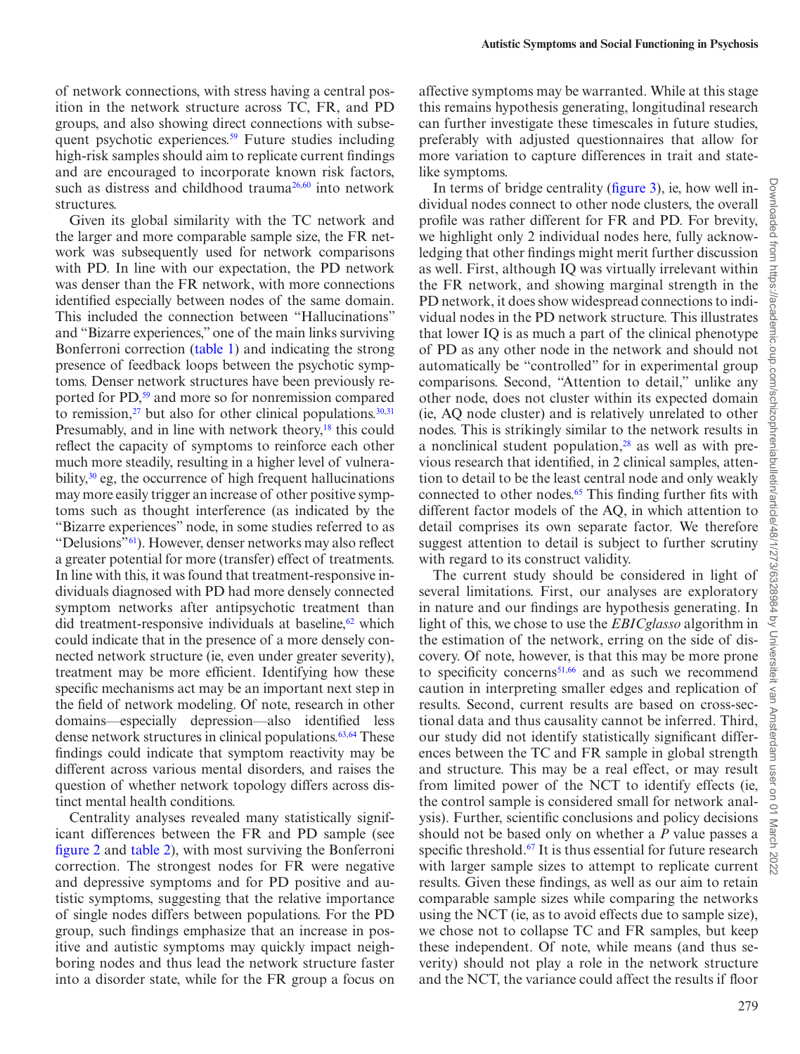of network connections, with stress having a central position in the network structure across TC, FR, and PD groups, and also showing direct connections with subsequent psychotic experiences.[59] Future studies including high-risk samples should aim to replicate current findings and are encouraged to incorporate known risk factors, such as distress and childhood trauma[26,60] into network structures.

Given its global similarity with the TC network and the larger and more comparable sample size, the FR network was subsequently used for network comparisons with PD. In line with our expectation, the PD network was denser than the FR network, with more connections identified especially between nodes of the same domain. This included the connection between "Hallucinations" and "Bizarre experiences," one of the main links surviving Bonferroni correction (table 1) and indicating the strong presence of feedback loops between the psychotic symptoms. Denser network structures have been previously reported for PD,[59] and more so for nonremission compared to remission,[27] but also for other clinical populations.[30,31] Presumably, and in line with network theory,[18] this could reflect the capacity of symptoms to reinforce each other much more steadily, resulting in a higher level of vulnerability,[30] eg, the occurrence of high frequent hallucinations may more easily trigger an increase of other positive symptoms such as thought interference (as indicated by the "Bizarre experiences" node, in some studies referred to as "Delusions"[61]). However, denser networks may also reflect a greater potential for more (transfer) effect of treatments. In line with this, it was found that treatment-responsive individuals diagnosed with PD had more densely connected symptom networks after antipsychotic treatment than did treatment-responsive individuals at baseline,[62] which could indicate that in the presence of a more densely connected network structure (ie, even under greater severity), treatment may be more efficient. Identifying how these specific mechanisms act may be an important next step in the field of network modeling. Of note, research in other domains—especially depression—also identified less dense network structures in clinical populations.[63,64] These findings could indicate that symptom reactivity may be different across various mental disorders, and raises the question of whether network topology differs across distinct mental health conditions.

Centrality analyses revealed many statistically significant differences between the FR and PD sample (see figure 2 and table 2), with most surviving the Bonferroni correction. The strongest nodes for FR were negative and depressive symptoms and for PD positive and autistic symptoms, suggesting that the relative importance of single nodes differs between populations. For the PD group, such findings emphasize that an increase in positive and autistic symptoms may quickly impact neighboring nodes and thus lead the network structure faster into a disorder state, while for the FR group a focus on affective symptoms may be warranted. While at this stage this remains hypothesis generating, longitudinal research can further investigate these timescales in future studies, preferably with adjusted questionnaires that allow for more variation to capture differences in trait and state-like symptoms.

In terms of bridge centrality (figure 3), ie, how well individual nodes connect to other node clusters, the overall profile was rather different for FR and PD. For brevity, we highlight only 2 individual nodes here, fully acknowledging that other findings might merit further discussion as well. First, although IQ was virtually irrelevant within the FR network, and showing marginal strength in the PD network, it does show widespread connections to individual nodes in the PD network structure. This illustrates that lower IQ is as much a part of the clinical phenotype of PD as any other node in the network and should not automatically be "controlled" for in experimental group comparisons. Second, "Attention to detail," unlike any other node, does not cluster within its expected domain (ie, AQ node cluster) and is relatively unrelated to other nodes. This is strikingly similar to the network results in a nonclinical student population,[28] as well as with previous research that identified, in 2 clinical samples, attention to detail to be the least central node and only weakly connected to other nodes.[65] This finding further fits with different factor models of the AQ, in which attention to detail comprises its own separate factor. We therefore suggest attention to detail is subject to further scrutiny with regard to its construct validity.

The current study should be considered in light of several limitations. First, our analyses are exploratory in nature and our findings are hypothesis generating. In light of this, we chose to use the *EBICglasso* algorithm in the estimation of the network, erring on the side of discovery. Of note, however, is that this may be more prone to specificity concerns[51,66] and as such we recommend caution in interpreting smaller edges and replication of results. Second, current results are based on cross-sectional data and thus causality cannot be inferred. Third, our study did not identify statistically significant differences between the TC and FR sample in global strength and structure. This may be a real effect, or may result from limited power of the NCT to identify effects (ie, the control sample is considered small for network analysis). Further, scientific conclusions and policy decisions should not be based only on whether a *P* value passes a specific threshold.[67] It is thus essential for future research with larger sample sizes to attempt to replicate current results. Given these findings, as well as our aim to retain comparable sample sizes while comparing the networks using the NCT (ie, as to avoid effects due to sample size), we chose not to collapse TC and FR samples, but keep these independent. Of note, while means (and thus severity) should not play a role in the network structure and the NCT, the variance could affect the results if floor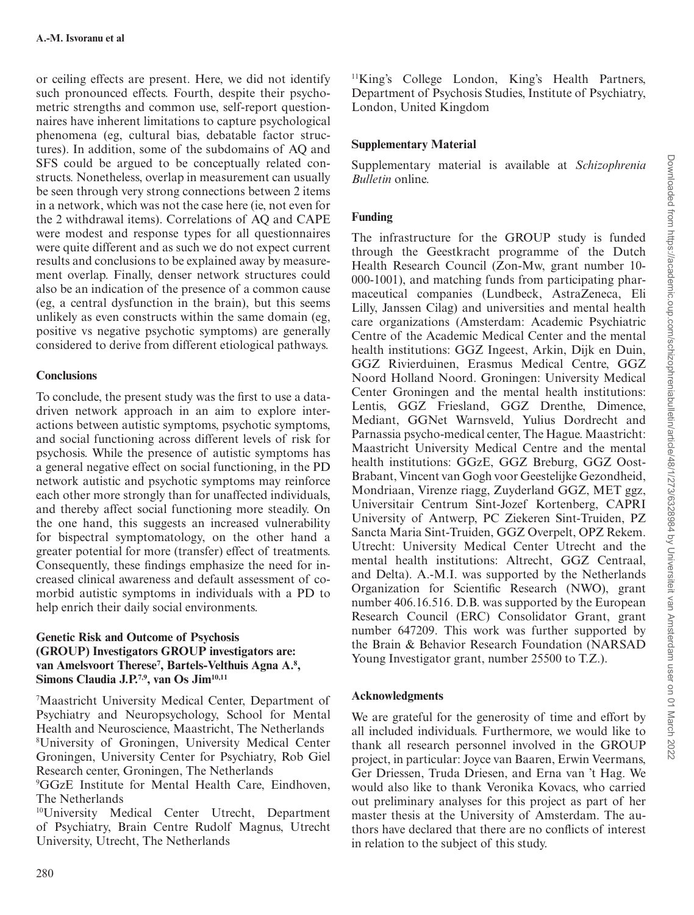or ceiling effects are present. Here, we did not identify such pronounced effects. Fourth, despite their psychometric strengths and common use, self-report questionnaires have inherent limitations to capture psychological phenomena (eg, cultural bias, debatable factor structures). In addition, some of the subdomains of AQ and SFS could be argued to be conceptually related constructs. Nonetheless, overlap in measurement can usually be seen through very strong connections between 2 items in a network, which was not the case here (ie, not even for the 2 withdrawal items). Correlations of AQ and CAPE were modest and response types for all questionnaires were quite different and as such we do not expect current results and conclusions to be explained away by measurement overlap. Finally, denser network structures could also be an indication of the presence of a common cause (eg, a central dysfunction in the brain), but this seems unlikely as even constructs within the same domain (eg, positive vs negative psychotic symptoms) are generally considered to derive from different etiological pathways.

## Conclusions

To conclude, the present study was the first to use a data-driven network approach in an aim to explore interactions between autistic symptoms, psychotic symptoms, and social functioning across different levels of risk for psychosis. While the presence of autistic symptoms has a general negative effect on social functioning, in the PD network autistic and psychotic symptoms may reinforce each other more strongly than for unaffected individuals, and thereby affect social functioning more steadily. On the one hand, this suggests an increased vulnerability for bispectral symptomatology, on the other hand a greater potential for more (transfer) effect of treatments. Consequently, these findings emphasize the need for increased clinical awareness and default assessment of comorbid autistic symptoms in individuals with a PD to help enrich their daily social environments.

## Genetic Risk and Outcome of Psychosis (GROUP) Investigators GROUP investigators are: van Amelsvoort Therese[7], Bartels-Velthuis Agna A.[8], Simons Claudia J.P.[7,9], van Os Jim[10,11]

[7]Maastricht University Medical Center, Department of Psychiatry and Neuropsychology, School for Mental Health and Neuroscience, Maastricht, The Netherlands

[8]University of Groningen, University Medical Center Groningen, University Center for Psychiatry, Rob Giel Research center, Groningen, The Netherlands

[9]GGzE Institute for Mental Health Care, Eindhoven, The Netherlands

[10]University Medical Center Utrecht, Department of Psychiatry, Brain Centre Rudolf Magnus, Utrecht University, Utrecht, The Netherlands

[11]King's College London, King's Health Partners, Department of Psychosis Studies, Institute of Psychiatry, London, United Kingdom

## Supplementary Material

Supplementary material is available at *Schizophrenia Bulletin* online.

## Funding

The infrastructure for the GROUP study is funded through the Geestkracht programme of the Dutch Health Research Council (Zon-Mw, grant number 10-000-1001), and matching funds from participating pharmaceutical companies (Lundbeck, AstraZeneca, Eli Lilly, Janssen Cilag) and universities and mental health care organizations (Amsterdam: Academic Psychiatric Centre of the Academic Medical Center and the mental health institutions: GGZ Ingeest, Arkin, Dijk en Duin, GGZ Rivierduinen, Erasmus Medical Centre, GGZ Noord Holland Noord. Groningen: University Medical Center Groningen and the mental health institutions: Lentis, GGZ Friesland, GGZ Drenthe, Dimence, Mediant, GGNet Warnsveld, Yulius Dordrecht and Parnassia psycho-medical center, The Hague. Maastricht: Maastricht University Medical Centre and the mental health institutions: GGzE, GGZ Breburg, GGZ Oost-Brabant, Vincent van Gogh voor Geestelijke Gezondheid, Mondriaan, Virenze riagg, Zuyderland GGZ, MET ggz, Universitair Centrum Sint-Jozef Kortenberg, CAPRI University of Antwerp, PC Ziekeren Sint-Truiden, PZ Sancta Maria Sint-Truiden, GGZ Overpelt, OPZ Rekem. Utrecht: University Medical Center Utrecht and the mental health institutions: Altrecht, GGZ Centraal, and Delta). A.-M.I. was supported by the Netherlands Organization for Scientific Research (NWO), grant number 406.16.516. D.B. was supported by the European Research Council (ERC) Consolidator Grant, grant number 647209. This work was further supported by the Brain & Behavior Research Foundation (NARSAD Young Investigator grant, number 25500 to T.Z.).

## Acknowledgments

We are grateful for the generosity of time and effort by all included individuals. Furthermore, we would like to thank all research personnel involved in the GROUP project, in particular: Joyce van Baaren, Erwin Veermans, Ger Driessen, Truda Driesen, and Erna van 't Hag. We would also like to thank Veronika Kovacs, who carried out preliminary analyses for this project as part of her master thesis at the University of Amsterdam. The authors have declared that there are no conflicts of interest in relation to the subject of this study.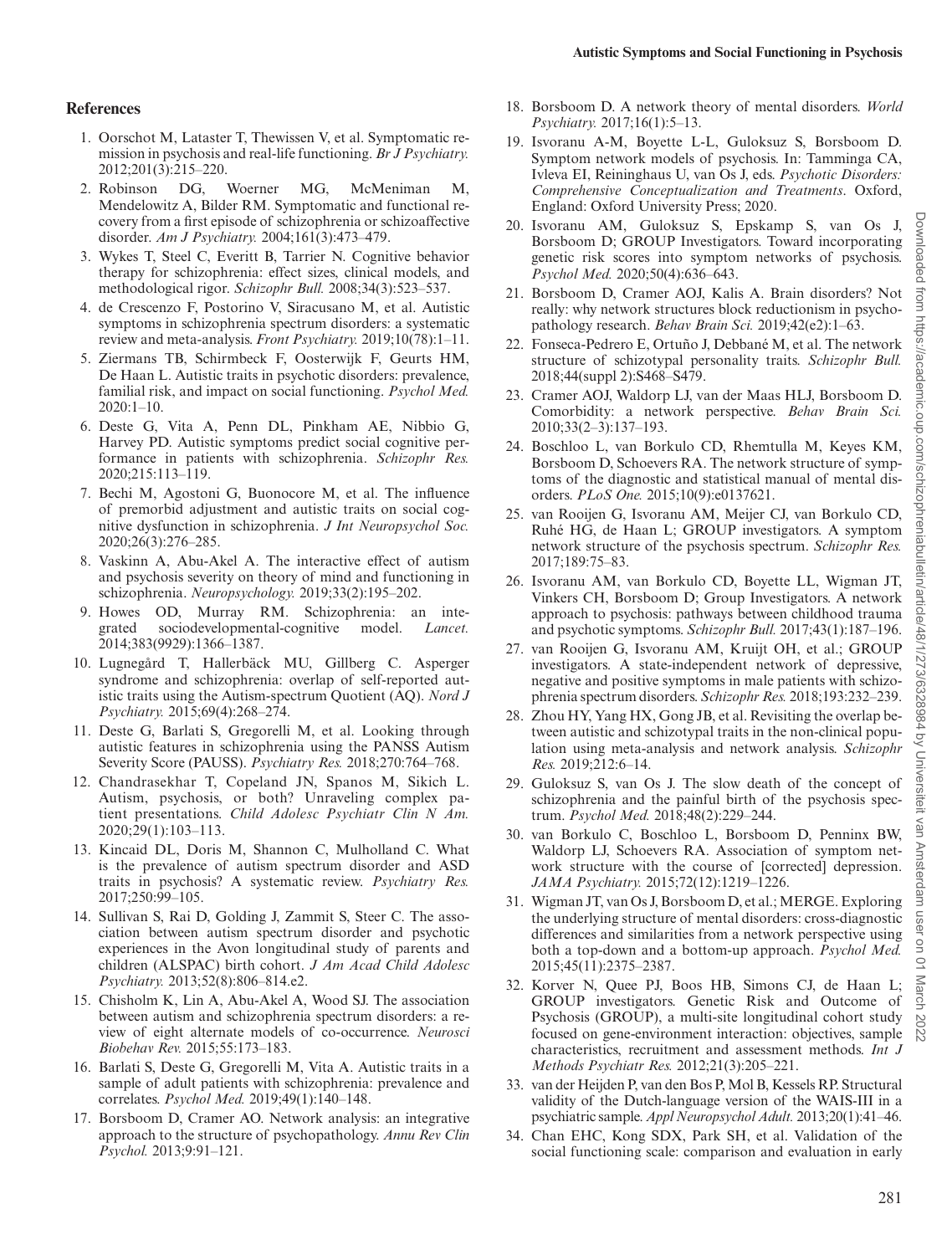## References

1. Oorschot M, Lataster T, Thewissen V, et al. Symptomatic remission in psychosis and real-life functioning. *Br J Psychiatry.* 2012;201(3):215–220.
2. Robinson DG, Woerner MG, McMeniman M, Mendelowitz A, Bilder RM. Symptomatic and functional recovery from a first episode of schizophrenia or schizoaffective disorder. *Am J Psychiatry.* 2004;161(3):473–479.
3. Wykes T, Steel C, Everitt B, Tarrier N. Cognitive behavior therapy for schizophrenia: effect sizes, clinical models, and methodological rigor. *Schizophr Bull.* 2008;34(3):523–537.
4. de Crescenzo F, Postorino V, Siracusano M, et al. Autistic symptoms in schizophrenia spectrum disorders: a systematic review and meta-analysis. *Front Psychiatry.* 2019;10(78):1–11.
5. Ziermans TB, Schirmbeck F, Oosterwijk F, Geurts HM, De Haan L. Autistic traits in psychotic disorders: prevalence, familial risk, and impact on social functioning. *Psychol Med.* 2020:1–10.
6. Deste G, Vita A, Penn DL, Pinkham AE, Nibbio G, Harvey PD. Autistic symptoms predict social cognitive performance in patients with schizophrenia. *Schizophr Res.* 2020;215:113–119.
7. Bechi M, Agostoni G, Buonocore M, et al. The influence of premorbid adjustment and autistic traits on social cognitive dysfunction in schizophrenia. *J Int Neuropsychol Soc.* 2020;26(3):276–285.
8. Vaskinn A, Abu-Akel A. The interactive effect of autism and psychosis severity on theory of mind and functioning in schizophrenia. *Neuropsychology.* 2019;33(2):195–202.
9. Howes OD, Murray RM. Schizophrenia: an integrated sociodevelopmental-cognitive model. *Lancet.* 2014;383(9929):1366–1387.
10. Lugnegård T, Hallerbäck MU, Gillberg C. Asperger syndrome and schizophrenia: overlap of self-reported autistic traits using the Autism-spectrum Quotient (AQ). *Nord J Psychiatry.* 2015;69(4):268–274.
11. Deste G, Barlati S, Gregorelli M, et al. Looking through autistic features in schizophrenia using the PANSS Autism Severity Score (PAUSS). *Psychiatry Res.* 2018;270:764–768.
12. Chandrasekhar T, Copeland JN, Spanos M, Sikich L. Autism, psychosis, or both? Unraveling complex patient presentations. *Child Adolesc Psychiatr Clin N Am.* 2020;29(1):103–113.
13. Kincaid DL, Doris M, Shannon C, Mulholland C. What is the prevalence of autism spectrum disorder and ASD traits in psychosis? A systematic review. *Psychiatry Res.* 2017;250:99–105.
14. Sullivan S, Rai D, Golding J, Zammit S, Steer C. The association between autism spectrum disorder and psychotic experiences in the Avon longitudinal study of parents and children (ALSPAC) birth cohort. *J Am Acad Child Adolesc Psychiatry.* 2013;52(8):806–814.e2.
15. Chisholm K, Lin A, Abu-Akel A, Wood SJ. The association between autism and schizophrenia spectrum disorders: a review of eight alternate models of co-occurrence. *Neurosci Biobehav Rev.* 2015;55:173–183.
16. Barlati S, Deste G, Gregorelli M, Vita A. Autistic traits in a sample of adult patients with schizophrenia: prevalence and correlates. *Psychol Med.* 2019;49(1):140–148.
17. Borsboom D, Cramer AO. Network analysis: an integrative approach to the structure of psychopathology. *Annu Rev Clin Psychol.* 2013;9:91–121.
18. Borsboom D. A network theory of mental disorders. *World Psychiatry.* 2017;16(1):5–13.
19. Isvoranu A-M, Boyette L-L, Guloksuz S, Borsboom D. Symptom network models of psychosis. In: Tamminga CA, Ivleva EI, Reininghaus U, van Os J, eds. *Psychotic Disorders: Comprehensive Conceptualization and Treatments*. Oxford, England: Oxford University Press; 2020.
20. Isvoranu AM, Guloksuz S, Epskamp S, van Os J, Borsboom D; GROUP Investigators. Toward incorporating genetic risk scores into symptom networks of psychosis. *Psychol Med.* 2020;50(4):636–643.
21. Borsboom D, Cramer AOJ, Kalis A. Brain disorders? Not really: why network structures block reductionism in psychopathology research. *Behav Brain Sci.* 2019;42(e2):1–63.
22. Fonseca-Pedrero E, Ortuño J, Debbané M, et al. The network structure of schizotypal personality traits. *Schizophr Bull.* 2018;44(suppl 2):S468–S479.
23. Cramer AOJ, Waldorp LJ, van der Maas HLJ, Borsboom D. Comorbidity: a network perspective. *Behav Brain Sci.* 2010;33(2–3):137–193.
24. Boschloo L, van Borkulo CD, Rhemtulla M, Keyes KM, Borsboom D, Schoevers RA. The network structure of symptoms of the diagnostic and statistical manual of mental disorders. *PLoS One.* 2015;10(9):e0137621.
25. van Rooijen G, Isvoranu AM, Meijer CJ, van Borkulo CD, Ruhé HG, de Haan L; GROUP investigators. A symptom network structure of the psychosis spectrum. *Schizophr Res.* 2017;189:75–83.
26. Isvoranu AM, van Borkulo CD, Boyette LL, Wigman JT, Vinkers CH, Borsboom D; Group Investigators. A network approach to psychosis: pathways between childhood trauma and psychotic symptoms. *Schizophr Bull.* 2017;43(1):187–196.
27. van Rooijen G, Isvoranu AM, Kruijt OH, et al.; GROUP investigators. A state-independent network of depressive, negative and positive symptoms in male patients with schizophrenia spectrum disorders. *Schizophr Res.* 2018;193:232–239.
28. Zhou HY, Yang HX, Gong JB, et al. Revisiting the overlap between autistic and schizotypal traits in the non-clinical population using meta-analysis and network analysis. *Schizophr Res.* 2019;212:6–14.
29. Guloksuz S, van Os J. The slow death of the concept of schizophrenia and the painful birth of the psychosis spectrum. *Psychol Med.* 2018;48(2):229–244.
30. van Borkulo C, Boschloo L, Borsboom D, Penninx BW, Waldorp LJ, Schoevers RA. Association of symptom network structure with the course of [corrected] depression. *JAMA Psychiatry.* 2015;72(12):1219–1226.
31. Wigman JT, van Os J, Borsboom D, et al.; MERGE. Exploring the underlying structure of mental disorders: cross-diagnostic differences and similarities from a network perspective using both a top-down and a bottom-up approach. *Psychol Med.* 2015;45(11):2375–2387.
32. Korver N, Quee PJ, Boos HB, Simons CJ, de Haan L; GROUP investigators. Genetic Risk and Outcome of Psychosis (GROUP), a multi-site longitudinal cohort study focused on gene-environment interaction: objectives, sample characteristics, recruitment and assessment methods. *Int J Methods Psychiatr Res.* 2012;21(3):205–221.
33. van der Heijden P, van den Bos P, Mol B, Kessels RP. Structural validity of the Dutch-language version of the WAIS-III in a psychiatric sample. *Appl Neuropsychol Adult.* 2013;20(1):41–46.
34. Chan EHC, Kong SDX, Park SH, et al. Validation of the social functioning scale: comparison and evaluation in early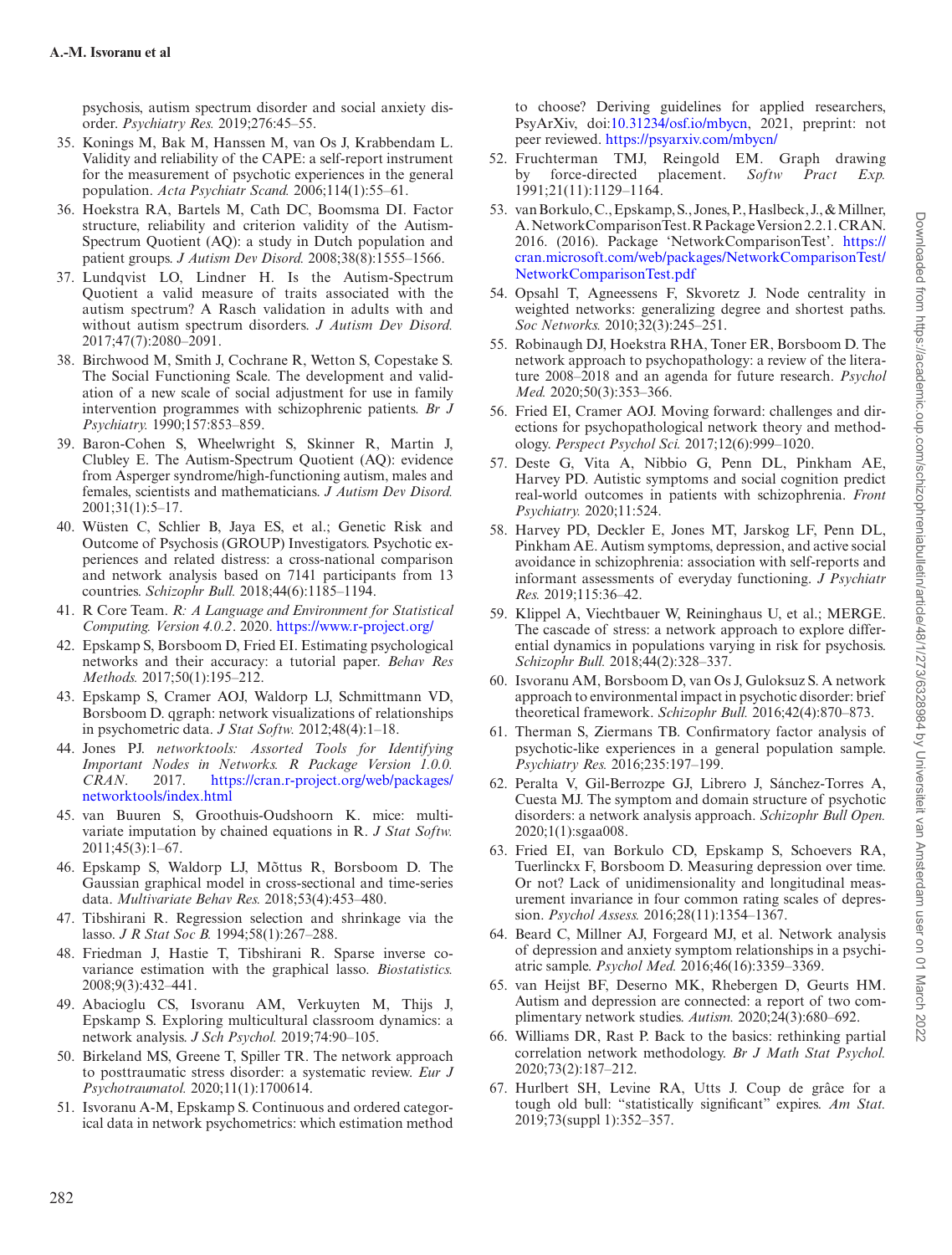psychosis, autism spectrum disorder and social anxiety disorder. *Psychiatry Res.* 2019;276:45–55.

35. Konings M, Bak M, Hanssen M, van Os J, Krabbendam L. Validity and reliability of the CAPE: a self-report instrument for the measurement of psychotic experiences in the general population. *Acta Psychiatr Scand.* 2006;114(1):55–61.
36. Hoekstra RA, Bartels M, Cath DC, Boomsma DI. Factor structure, reliability and criterion validity of the Autism-Spectrum Quotient (AQ): a study in Dutch population and patient groups. *J Autism Dev Disord.* 2008;38(8):1555–1566.
37. Lundqvist LO, Lindner H. Is the Autism-Spectrum Quotient a valid measure of traits associated with the autism spectrum? A Rasch validation in adults with and without autism spectrum disorders. *J Autism Dev Disord.* 2017;47(7):2080–2091.
38. Birchwood M, Smith J, Cochrane R, Wetton S, Copestake S. The Social Functioning Scale. The development and validation of a new scale of social adjustment for use in family intervention programmes with schizophrenic patients. *Br J Psychiatry.* 1990;157:853–859.
39. Baron-Cohen S, Wheelwright S, Skinner R, Martin J, Clubley E. The Autism-Spectrum Quotient (AQ): evidence from Asperger syndrome/high-functioning autism, males and females, scientists and mathematicians. *J Autism Dev Disord.* 2001;31(1):5–17.
40. Wüsten C, Schlier B, Jaya ES, et al.; Genetic Risk and Outcome of Psychosis (GROUP) Investigators. Psychotic experiences and related distress: a cross-national comparison and network analysis based on 7141 participants from 13 countries. *Schizophr Bull.* 2018;44(6):1185–1194.
41. R Core Team. *R: A Language and Environment for Statistical Computing. Version 4.0.2*. 2020. https://www.r-project.org/
42. Epskamp S, Borsboom D, Fried EI. Estimating psychological networks and their accuracy: a tutorial paper. *Behav Res Methods.* 2017;50(1):195–212.
43. Epskamp S, Cramer AOJ, Waldorp LJ, Schmittmann VD, Borsboom D. qgraph: network visualizations of relationships in psychometric data. *J Stat Softw.* 2012;48(4):1–18.
44. Jones PJ. *networktools: Assorted Tools for Identifying Important Nodes in Networks. R Package Version 1.0.0. CRAN*. 2017. https://cran.r-project.org/web/packages/networktools/index.html
45. van Buuren S, Groothuis-Oudshoorn K. mice: multivariate imputation by chained equations in R. *J Stat Softw.* 2011;45(3):1–67.
46. Epskamp S, Waldorp LJ, Mõttus R, Borsboom D. The Gaussian graphical model in cross-sectional and time-series data. *Multivariate Behav Res.* 2018;53(4):453–480.
47. Tibshirani R. Regression selection and shrinkage via the lasso. *J R Stat Soc B.* 1994;58(1):267–288.
48. Friedman J, Hastie T, Tibshirani R. Sparse inverse covariance estimation with the graphical lasso. *Biostatistics.* 2008;9(3):432–441.
49. Abacioglu CS, Isvoranu AM, Verkuyten M, Thijs J, Epskamp S. Exploring multicultural classroom dynamics: a network analysis. *J Sch Psychol.* 2019;74:90–105.
50. Birkeland MS, Greene T, Spiller TR. The network approach to posttraumatic stress disorder: a systematic review. *Eur J Psychotraumatol.* 2020;11(1):1700614.
51. Isvoranu A-M, Epskamp S. Continuous and ordered categorical data in network psychometrics: which estimation method to choose? Deriving guidelines for applied researchers, PsyArXiv, doi:10.31234/osf.io/mbycn, 2021, preprint: not peer reviewed. https://psyarxiv.com/mbycn/
52. Fruchterman TMJ, Reingold EM. Graph drawing by force-directed placement. *Softw Pract Exp.* 1991;21(11):1129–1164.
53. van Borkulo, C., Epskamp, S., Jones, P., Haslbeck, J., & Millner, A. NetworkComparisonTest. R Package Version 2.2.1. CRAN. 2016. (2016). Package 'NetworkComparisonTest'. https://cran.microsoft.com/web/packages/NetworkComparisonTest/NetworkComparisonTest.pdf
54. Opsahl T, Agneessens F, Skvoretz J. Node centrality in weighted networks: generalizing degree and shortest paths. *Soc Networks.* 2010;32(3):245–251.
55. Robinaugh DJ, Hoekstra RHA, Toner ER, Borsboom D. The network approach to psychopathology: a review of the literature 2008–2018 and an agenda for future research. *Psychol Med.* 2020;50(3):353–366.
56. Fried EI, Cramer AOJ. Moving forward: challenges and directions for psychopathological network theory and methodology. *Perspect Psychol Sci.* 2017;12(6):999–1020.
57. Deste G, Vita A, Nibbio G, Penn DL, Pinkham AE, Harvey PD. Autistic symptoms and social cognition predict real-world outcomes in patients with schizophrenia. *Front Psychiatry.* 2020;11:524.
58. Harvey PD, Deckler E, Jones MT, Jarskog LF, Penn DL, Pinkham AE. Autism symptoms, depression, and active social avoidance in schizophrenia: association with self-reports and informant assessments of everyday functioning. *J Psychiatr Res.* 2019;115:36–42.
59. Klippel A, Viechtbauer W, Reininghaus U, et al.; MERGE. The cascade of stress: a network approach to explore differential dynamics in populations varying in risk for psychosis. *Schizophr Bull.* 2018;44(2):328–337.
60. Isvoranu AM, Borsboom D, van Os J, Guloksuz S. A network approach to environmental impact in psychotic disorder: brief theoretical framework. *Schizophr Bull.* 2016;42(4):870–873.
61. Therman S, Ziermans TB. Confirmatory factor analysis of psychotic-like experiences in a general population sample. *Psychiatry Res.* 2016;235:197–199.
62. Peralta V, Gil-Berrozpe GJ, Librero J, Sánchez-Torres A, Cuesta MJ. The symptom and domain structure of psychotic disorders: a network analysis approach. *Schizophr Bull Open.* 2020;1(1):sgaa008.
63. Fried EI, van Borkulo CD, Epskamp S, Schoevers RA, Tuerlinckx F, Borsboom D. Measuring depression over time. Or not? Lack of unidimensionality and longitudinal measurement invariance in four common rating scales of depression. *Psychol Assess.* 2016;28(11):1354–1367.
64. Beard C, Millner AJ, Forgeard MJ, et al. Network analysis of depression and anxiety symptom relationships in a psychiatric sample. *Psychol Med.* 2016;46(16):3359–3369.
65. van Heijst BF, Deserno MK, Rhebergen D, Geurts HM. Autism and depression are connected: a report of two complimentary network studies. *Autism.* 2020;24(3):680–692.
66. Williams DR, Rast P. Back to the basics: rethinking partial correlation network methodology. *Br J Math Stat Psychol.* 2020;73(2):187–212.
67. Hurlbert SH, Levine RA, Utts J. Coup de grâce for a tough old bull: "statistically significant" expires. *Am Stat.* 2019;73(suppl 1):352–357.